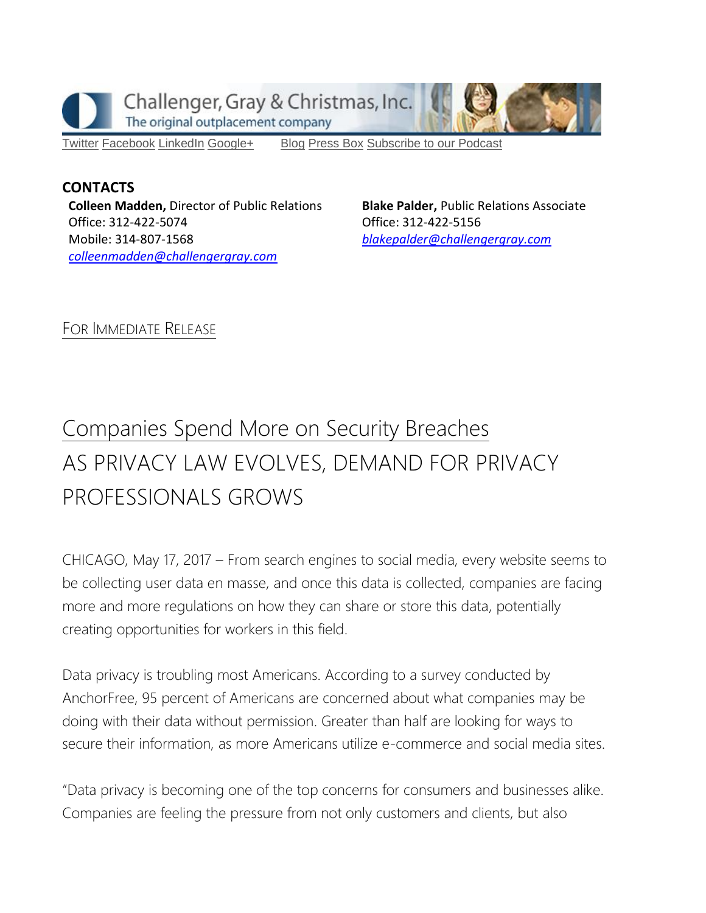Challenger, Gray & Christmas, Inc.
The original outplacement company

Twitter Facebook LinkedIn Google+ Blog Press Box Subscribe to our Podcast

**CONTACTS**

**Colleen Madden,** Director of Public Relations
Office: 312-422-5074
Mobile: 314-807-1568
*colleenmadden@challengergray.com*

**Blake Palder,** Public Relations Associate
Office: 312-422-5156
*blakepalder@challengergray.com*

FOR IMMEDIATE RELEASE

# Companies Spend More on Security Breaches

## AS PRIVACY LAW EVOLVES, DEMAND FOR PRIVACY PROFESSIONALS GROWS

CHICAGO, May 17, 2017 – From search engines to social media, every website seems to be collecting user data en masse, and once this data is collected, companies are facing more and more regulations on how they can share or store this data, potentially creating opportunities for workers in this field.

Data privacy is troubling most Americans. According to a survey conducted by AnchorFree, 95 percent of Americans are concerned about what companies may be doing with their data without permission. Greater than half are looking for ways to secure their information, as more Americans utilize e-commerce and social media sites.

"Data privacy is becoming one of the top concerns for consumers and businesses alike. Companies are feeling the pressure from not only customers and clients, but also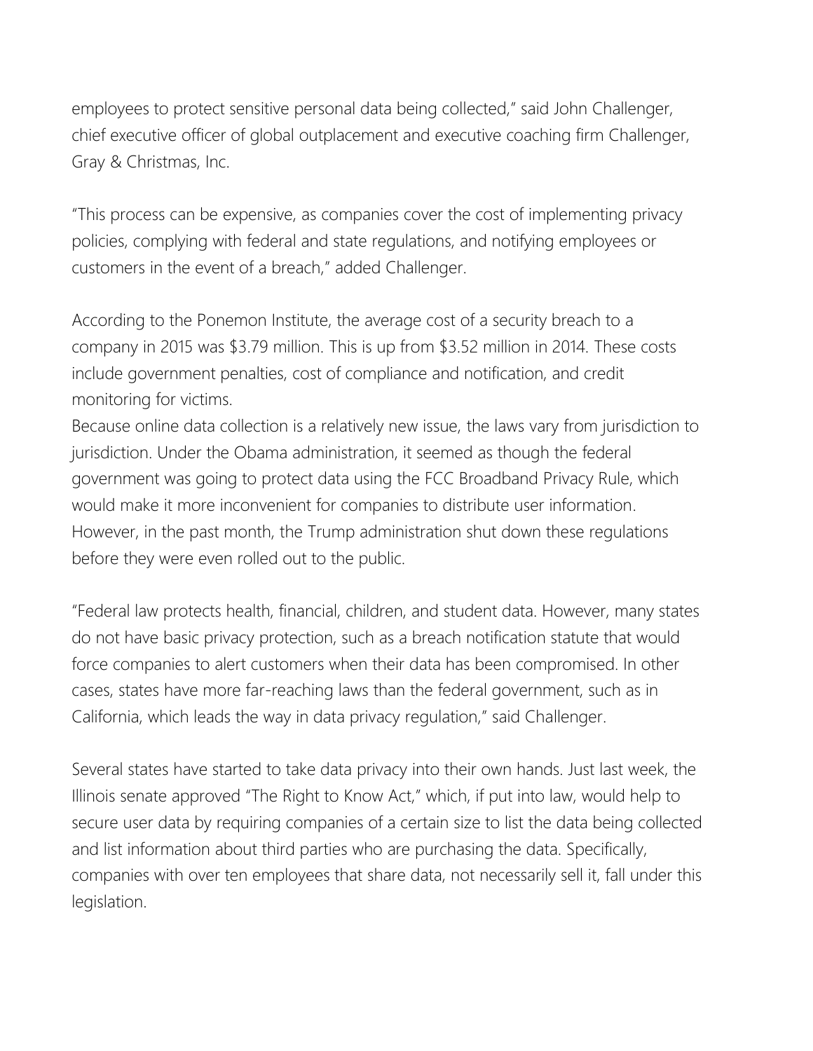employees to protect sensitive personal data being collected," said John Challenger, chief executive officer of global outplacement and executive coaching firm Challenger, Gray & Christmas, Inc.

"This process can be expensive, as companies cover the cost of implementing privacy policies, complying with federal and state regulations, and notifying employees or customers in the event of a breach," added Challenger.

According to the Ponemon Institute, the average cost of a security breach to a company in 2015 was $3.79 million. This is up from $3.52 million in 2014. These costs include government penalties, cost of compliance and notification, and credit monitoring for victims.

Because online data collection is a relatively new issue, the laws vary from jurisdiction to jurisdiction. Under the Obama administration, it seemed as though the federal government was going to protect data using the FCC Broadband Privacy Rule, which would make it more inconvenient for companies to distribute user information. However, in the past month, the Trump administration shut down these regulations before they were even rolled out to the public.

"Federal law protects health, financial, children, and student data. However, many states do not have basic privacy protection, such as a breach notification statute that would force companies to alert customers when their data has been compromised. In other cases, states have more far-reaching laws than the federal government, such as in California, which leads the way in data privacy regulation," said Challenger.

Several states have started to take data privacy into their own hands. Just last week, the Illinois senate approved "The Right to Know Act," which, if put into law, would help to secure user data by requiring companies of a certain size to list the data being collected and list information about third parties who are purchasing the data. Specifically, companies with over ten employees that share data, not necessarily sell it, fall under this legislation.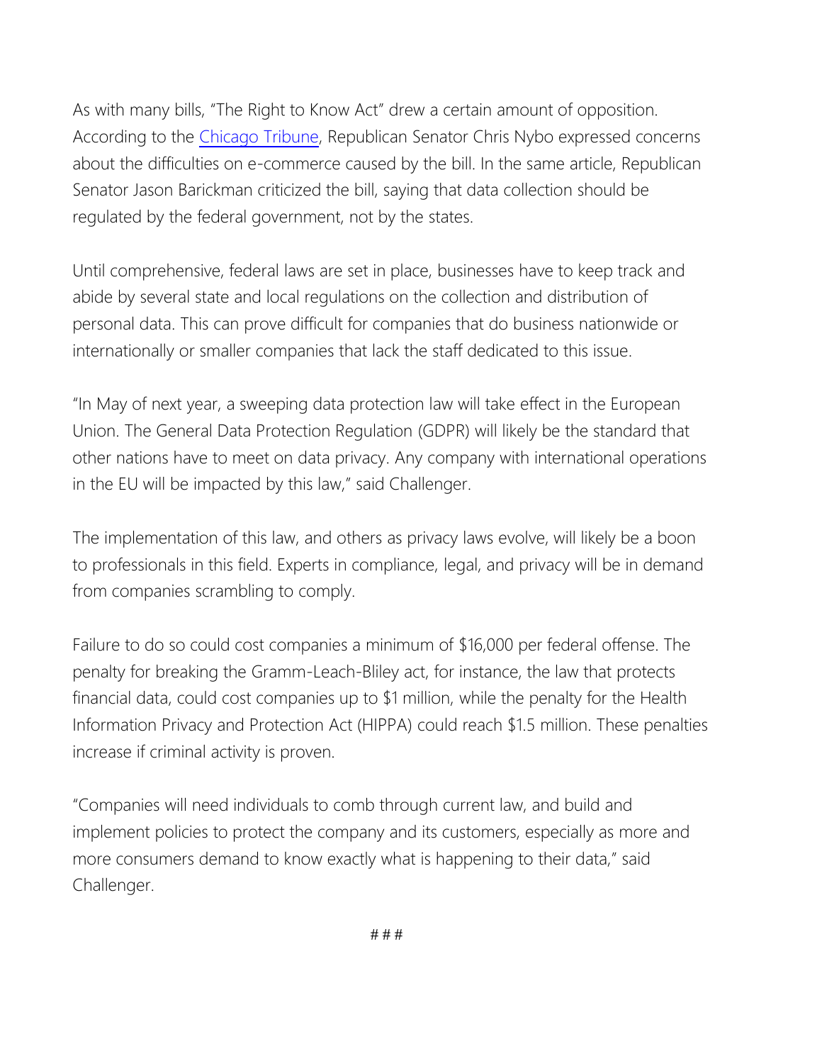As with many bills, "The Right to Know Act" drew a certain amount of opposition. According to the [Chicago Tribune](), Republican Senator Chris Nybo expressed concerns about the difficulties on e-commerce caused by the bill. In the same article, Republican Senator Jason Barickman criticized the bill, saying that data collection should be regulated by the federal government, not by the states.

Until comprehensive, federal laws are set in place, businesses have to keep track and abide by several state and local regulations on the collection and distribution of personal data. This can prove difficult for companies that do business nationwide or internationally or smaller companies that lack the staff dedicated to this issue.

"In May of next year, a sweeping data protection law will take effect in the European Union. The General Data Protection Regulation (GDPR) will likely be the standard that other nations have to meet on data privacy. Any company with international operations in the EU will be impacted by this law," said Challenger.

The implementation of this law, and others as privacy laws evolve, will likely be a boon to professionals in this field. Experts in compliance, legal, and privacy will be in demand from companies scrambling to comply.

Failure to do so could cost companies a minimum of $16,000 per federal offense. The penalty for breaking the Gramm-Leach-Bliley act, for instance, the law that protects financial data, could cost companies up to $1 million, while the penalty for the Health Information Privacy and Protection Act (HIPPA) could reach $1.5 million. These penalties increase if criminal activity is proven.

"Companies will need individuals to comb through current law, and build and implement policies to protect the company and its customers, especially as more and more consumers demand to know exactly what is happening to their data," said Challenger.

# # #